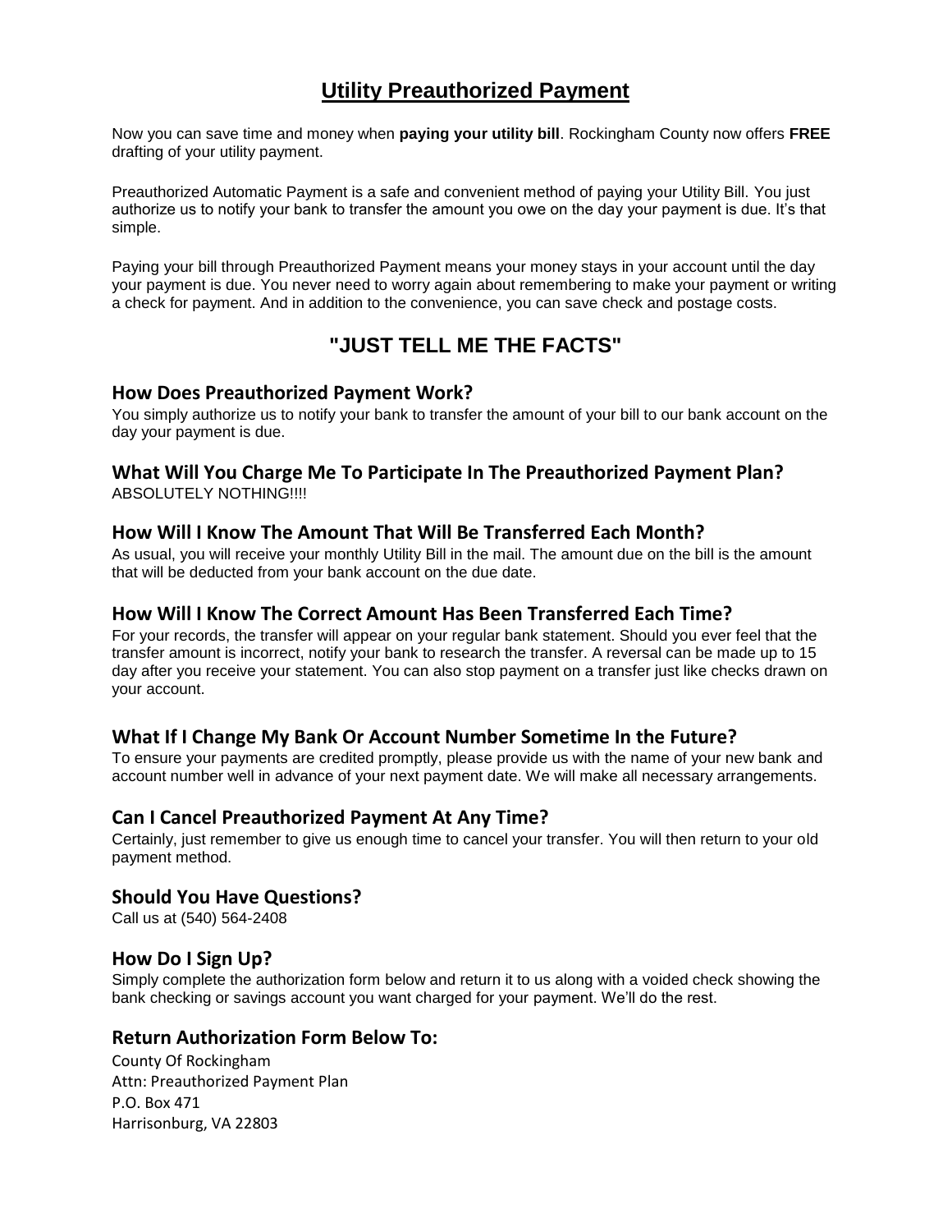# Utility Preauthorized Payment

Now you can save time and money when **paying your utility bill**. Rockingham County now offers **FREE** drafting of your utility payment.

Preauthorized Automatic Payment is a safe and convenient method of paying your Utility Bill. You just authorize us to notify your bank to transfer the amount you owe on the day your payment is due. It's that simple.

Paying your bill through Preauthorized Payment means your money stays in your account until the day your payment is due. You never need to worry again about remembering to make your payment or writing a check for payment. And in addition to the convenience, you can save check and postage costs.

## "JUST TELL ME THE FACTS"

### How Does Preauthorized Payment Work?

You simply authorize us to notify your bank to transfer the amount of your bill to our bank account on the day your payment is due.

### What Will You Charge Me To Participate In The Preauthorized Payment Plan?

ABSOLUTELY NOTHING!!!!

### How Will I Know The Amount That Will Be Transferred Each Month?

As usual, you will receive your monthly Utility Bill in the mail. The amount due on the bill is the amount that will be deducted from your bank account on the due date.

### How Will I Know The Correct Amount Has Been Transferred Each Time?

For your records, the transfer will appear on your regular bank statement. Should you ever feel that the transfer amount is incorrect, notify your bank to research the transfer. A reversal can be made up to 15 day after you receive your statement. You can also stop payment on a transfer just like checks drawn on your account.

### What If I Change My Bank Or Account Number Sometime In the Future?

To ensure your payments are credited promptly, please provide us with the name of your new bank and account number well in advance of your next payment date. We will make all necessary arrangements.

### Can I Cancel Preauthorized Payment At Any Time?

Certainly, just remember to give us enough time to cancel your transfer. You will then return to your old payment method.

### Should You Have Questions?

Call us at (540) 564-2408

### How Do I Sign Up?

Simply complete the authorization form below and return it to us along with a voided check showing the bank checking or savings account you want charged for your payment. We'll do the rest.

### Return Authorization Form Below To:

County Of Rockingham
Attn: Preauthorized Payment Plan
P.O. Box 471
Harrisonburg, VA 22803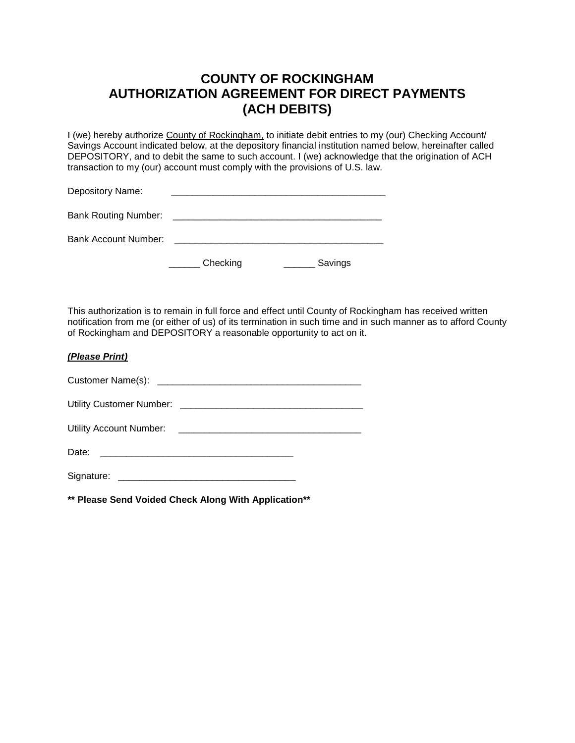# COUNTY OF ROCKINGHAM
# AUTHORIZATION AGREEMENT FOR DIRECT PAYMENTS
# (ACH DEBITS)

I (we) hereby authorize County of Rockingham, to initiate debit entries to my (our) Checking Account/ Savings Account indicated below, at the depository financial institution named below, hereinafter called DEPOSITORY, and to debit the same to such account. I (we) acknowledge that the origination of ACH transaction to my (our) account must comply with the provisions of U.S. law.

Depository Name: __________________________________________

Bank Routing Number: ________________________________________

Bank Account Number: ________________________________________

______ Checking ______ Savings

This authorization is to remain in full force and effect until County of Rockingham has received written notification from me (or either of us) of its termination in such time and in such manner as to afford County of Rockingham and DEPOSITORY a reasonable opportunity to act on it.

***(Please Print)***

Customer Name(s): _______________________________________

Utility Customer Number: ___________________________________

Utility Account Number: ____________________________________

Date: ____________________________________

Signature: _________________________________

**** Please Send Voided Check Along With Application****